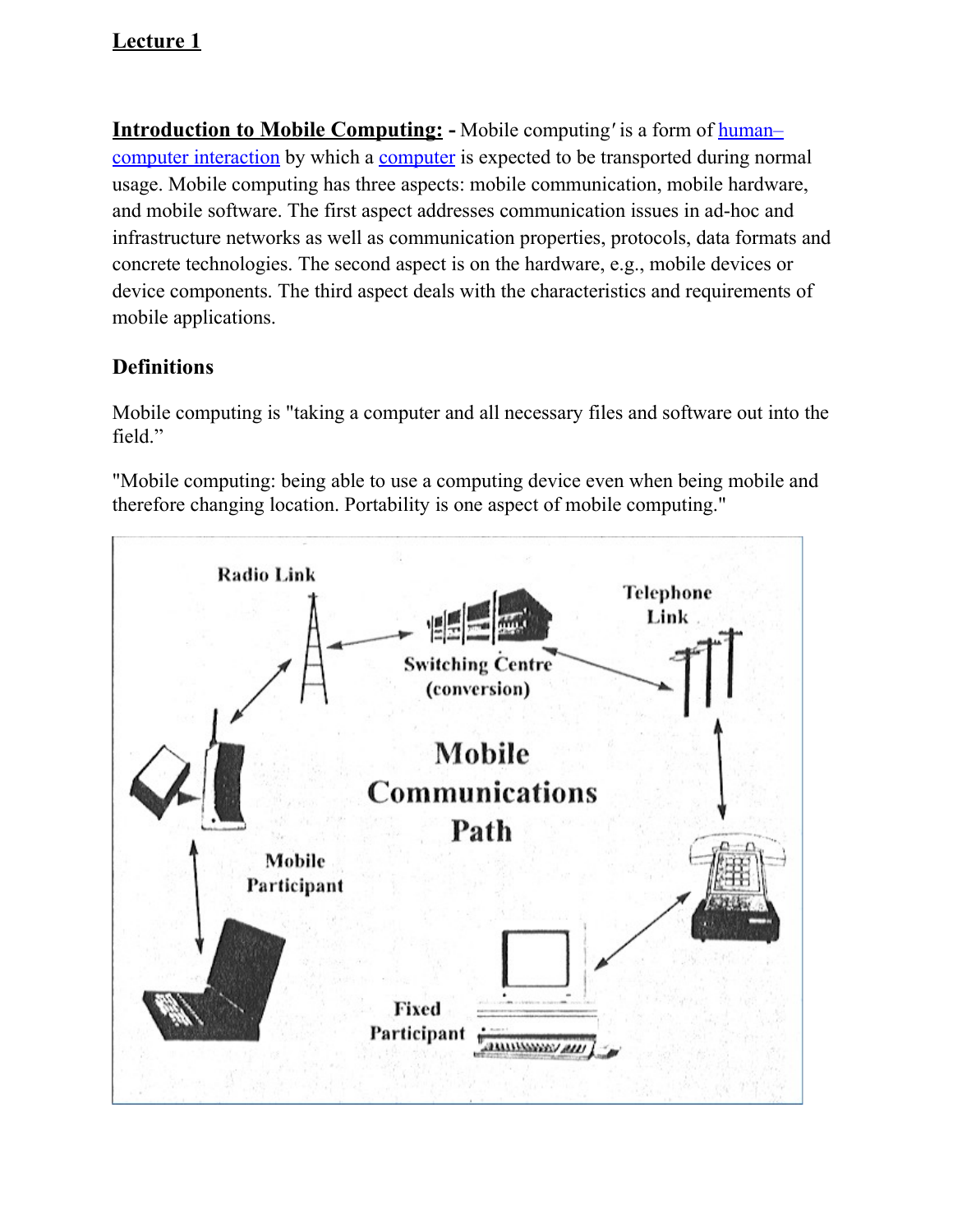**Lecture 1**

**Introduction to Mobile Computing: -** Mobile computing′ is a form of human–computer interaction by which a computer is expected to be transported during normal usage. Mobile computing has three aspects: mobile communication, mobile hardware, and mobile software. The first aspect addresses communication issues in ad-hoc and infrastructure networks as well as communication properties, protocols, data formats and concrete technologies. The second aspect is on the hardware, e.g., mobile devices or device components. The third aspect deals with the characteristics and requirements of mobile applications.

### Definitions

Mobile computing is "taking a computer and all necessary files and software out into the field."

"Mobile computing: being able to use a computing device even when being mobile and therefore changing location. Portability is one aspect of mobile computing."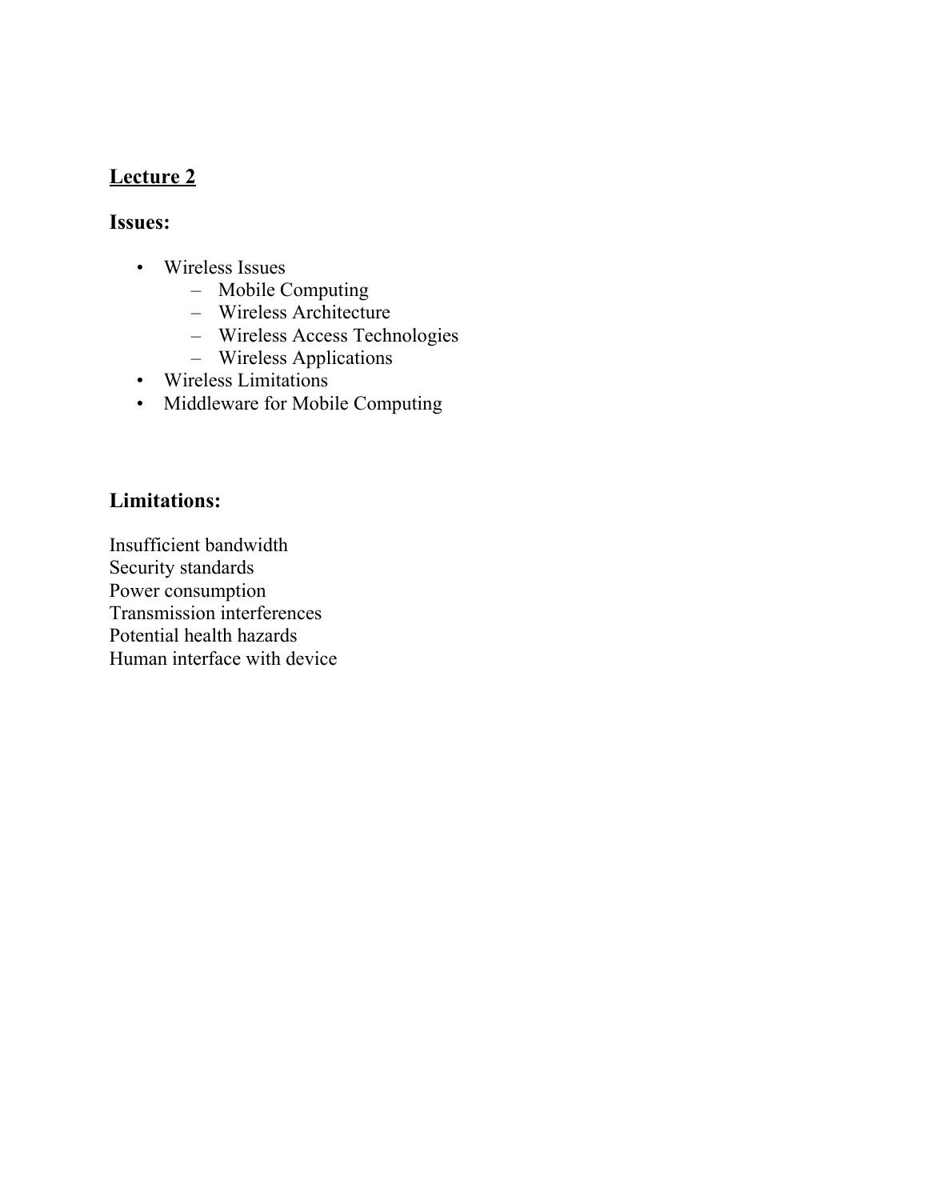**Lecture 2**

**Issues:**

- Wireless Issues
  - Mobile Computing
  - Wireless Architecture
  - Wireless Access Technologies
  - Wireless Applications
- Wireless Limitations
- Middleware for Mobile Computing

**Limitations:**

Insufficient bandwidth
Security standards
Power consumption
Transmission interferences
Potential health hazards
Human interface with device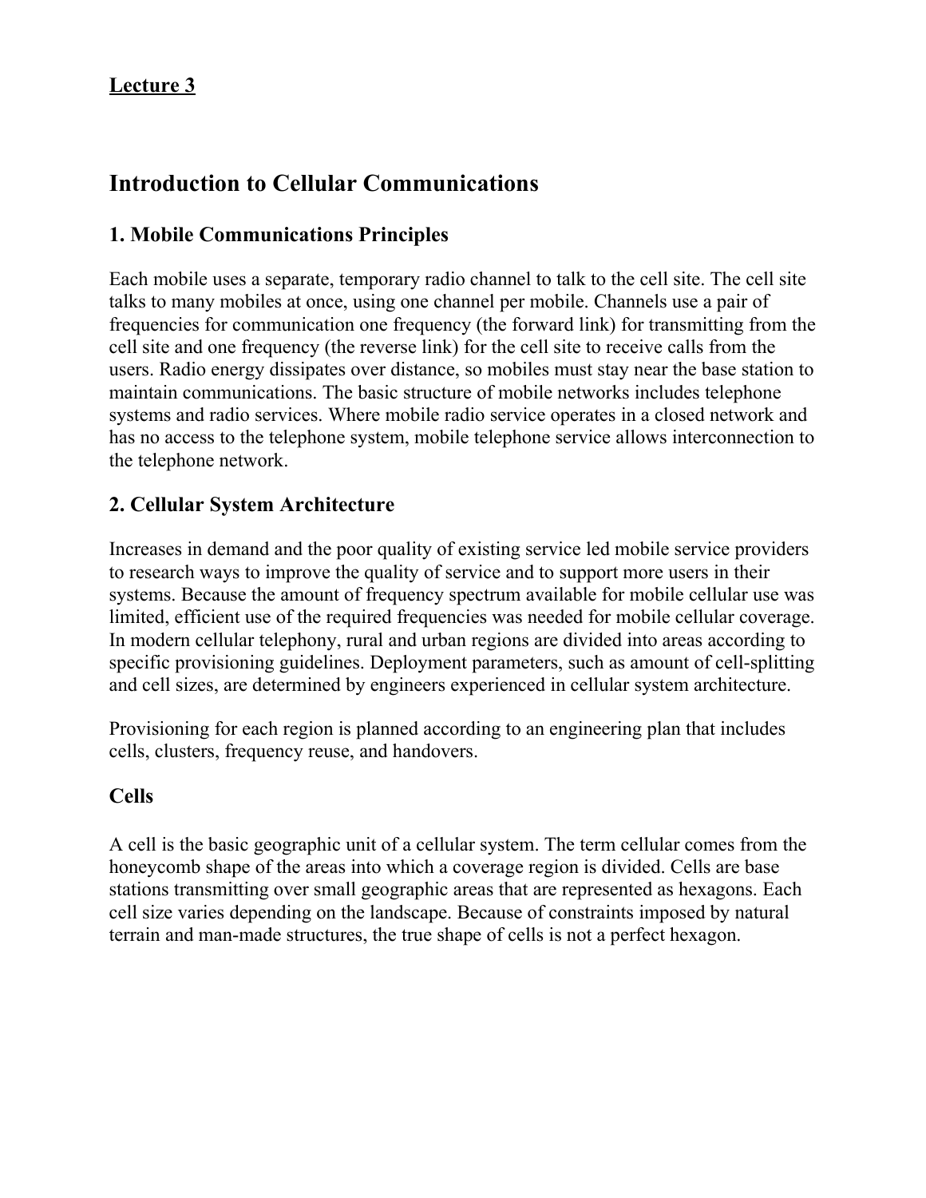**Lecture 3**

# Introduction to Cellular Communications

## 1. Mobile Communications Principles

Each mobile uses a separate, temporary radio channel to talk to the cell site. The cell site talks to many mobiles at once, using one channel per mobile. Channels use a pair of frequencies for communication one frequency (the forward link) for transmitting from the cell site and one frequency (the reverse link) for the cell site to receive calls from the users. Radio energy dissipates over distance, so mobiles must stay near the base station to maintain communications. The basic structure of mobile networks includes telephone systems and radio services. Where mobile radio service operates in a closed network and has no access to the telephone system, mobile telephone service allows interconnection to the telephone network.

## 2. Cellular System Architecture

Increases in demand and the poor quality of existing service led mobile service providers to research ways to improve the quality of service and to support more users in their systems. Because the amount of frequency spectrum available for mobile cellular use was limited, efficient use of the required frequencies was needed for mobile cellular coverage. In modern cellular telephony, rural and urban regions are divided into areas according to specific provisioning guidelines. Deployment parameters, such as amount of cell-splitting and cell sizes, are determined by engineers experienced in cellular system architecture.

Provisioning for each region is planned according to an engineering plan that includes cells, clusters, frequency reuse, and handovers.

### Cells

A cell is the basic geographic unit of a cellular system. The term cellular comes from the honeycomb shape of the areas into which a coverage region is divided. Cells are base stations transmitting over small geographic areas that are represented as hexagons. Each cell size varies depending on the landscape. Because of constraints imposed by natural terrain and man-made structures, the true shape of cells is not a perfect hexagon.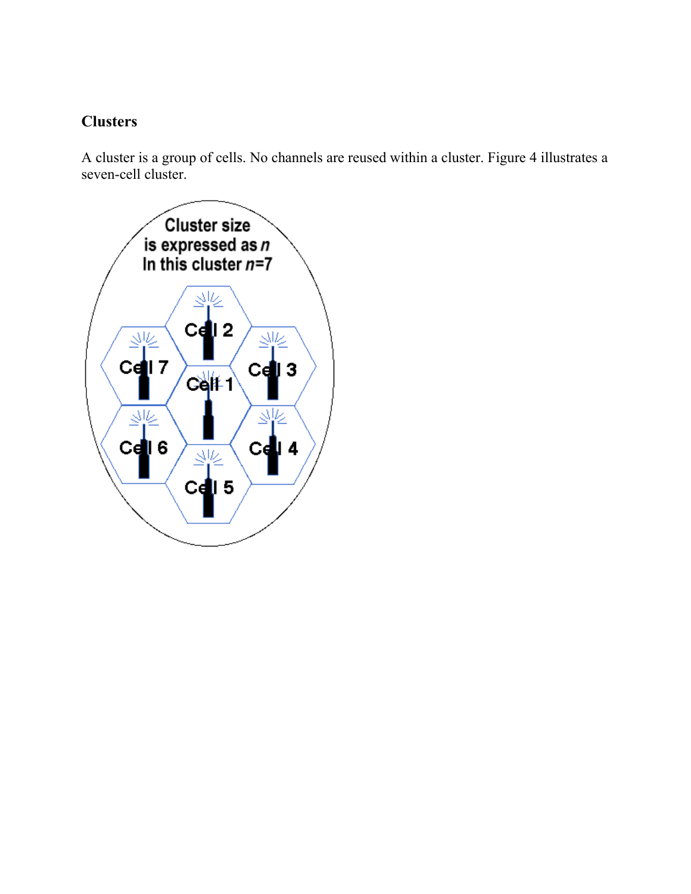## Clusters

A cluster is a group of cells. No channels are reused within a cluster. Figure 4 illustrates a seven-cell cluster.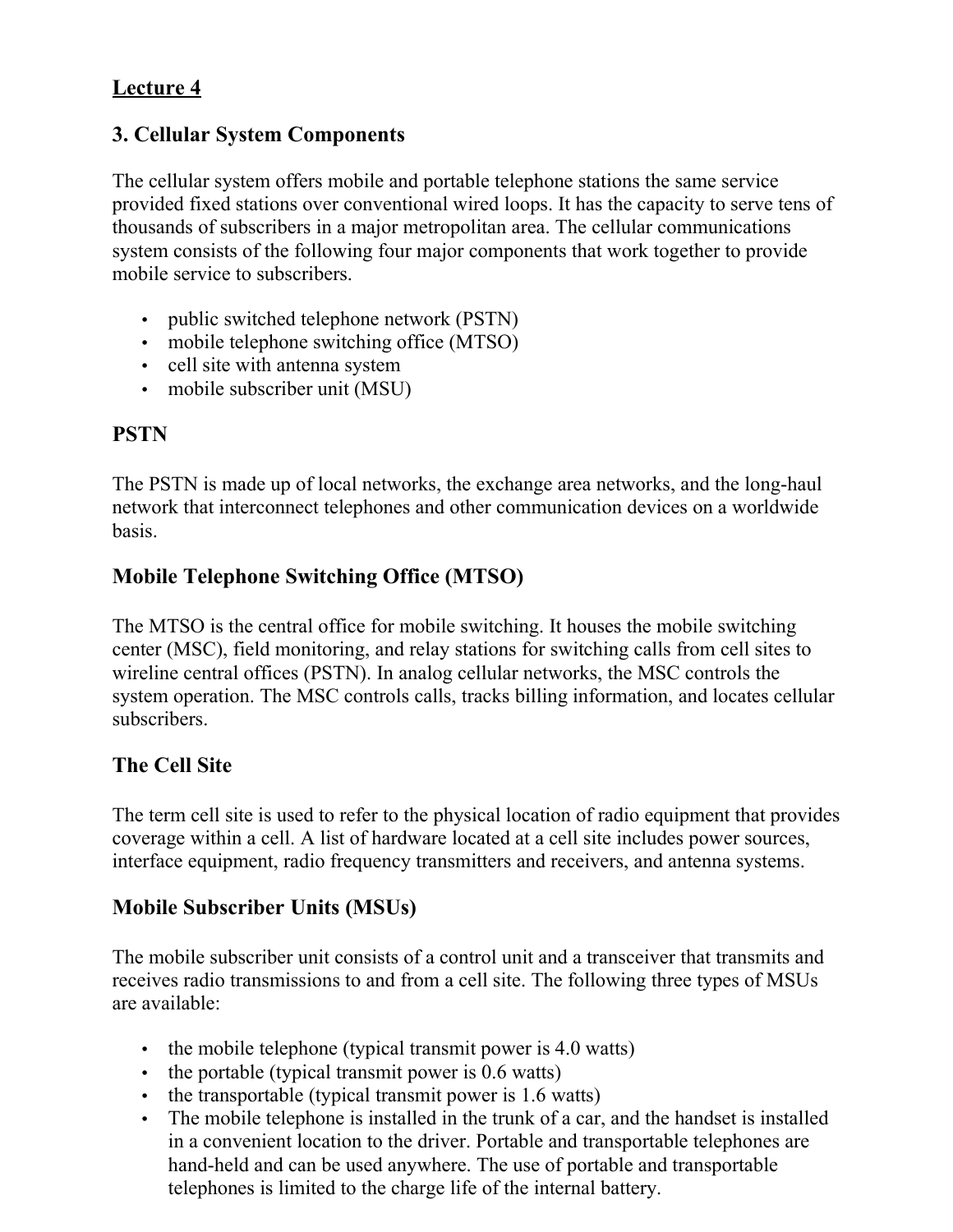**Lecture 4**

## 3. Cellular System Components

The cellular system offers mobile and portable telephone stations the same service provided fixed stations over conventional wired loops. It has the capacity to serve tens of thousands of subscribers in a major metropolitan area. The cellular communications system consists of the following four major components that work together to provide mobile service to subscribers.

- public switched telephone network (PSTN)
- mobile telephone switching office (MTSO)
- cell site with antenna system
- mobile subscriber unit (MSU)

### PSTN

The PSTN is made up of local networks, the exchange area networks, and the long-haul network that interconnect telephones and other communication devices on a worldwide basis.

### Mobile Telephone Switching Office (MTSO)

The MTSO is the central office for mobile switching. It houses the mobile switching center (MSC), field monitoring, and relay stations for switching calls from cell sites to wireline central offices (PSTN). In analog cellular networks, the MSC controls the system operation. The MSC controls calls, tracks billing information, and locates cellular subscribers.

### The Cell Site

The term cell site is used to refer to the physical location of radio equipment that provides coverage within a cell. A list of hardware located at a cell site includes power sources, interface equipment, radio frequency transmitters and receivers, and antenna systems.

### Mobile Subscriber Units (MSUs)

The mobile subscriber unit consists of a control unit and a transceiver that transmits and receives radio transmissions to and from a cell site. The following three types of MSUs are available:

- the mobile telephone (typical transmit power is 4.0 watts)
- the portable (typical transmit power is 0.6 watts)
- the transportable (typical transmit power is 1.6 watts)
- The mobile telephone is installed in the trunk of a car, and the handset is installed in a convenient location to the driver. Portable and transportable telephones are hand-held and can be used anywhere. The use of portable and transportable telephones is limited to the charge life of the internal battery.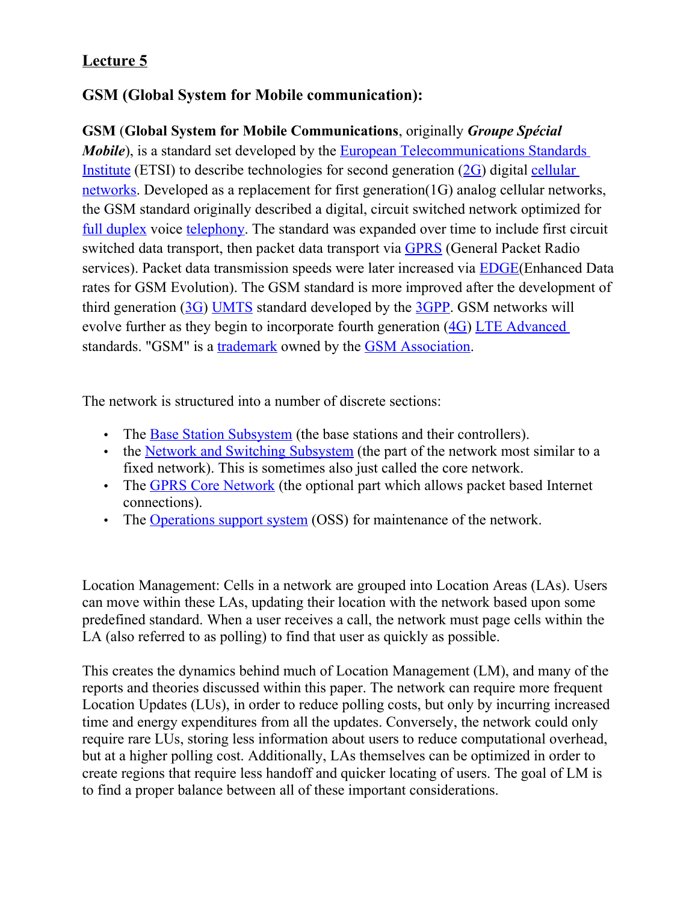## Lecture 5

### GSM (Global System for Mobile communication):

**GSM** (**Global System for Mobile Communications**, originally ***Groupe Spécial Mobile***), is a standard set developed by the European Telecommunications Standards Institute (ETSI) to describe technologies for second generation (2G) digital cellular networks. Developed as a replacement for first generation(1G) analog cellular networks, the GSM standard originally described a digital, circuit switched network optimized for full duplex voice telephony. The standard was expanded over time to include first circuit switched data transport, then packet data transport via GPRS (General Packet Radio services). Packet data transmission speeds were later increased via EDGE(Enhanced Data rates for GSM Evolution). The GSM standard is more improved after the development of third generation (3G) UMTS standard developed by the 3GPP. GSM networks will evolve further as they begin to incorporate fourth generation (4G) LTE Advanced standards. "GSM" is a trademark owned by the GSM Association.

The network is structured into a number of discrete sections:

- The Base Station Subsystem (the base stations and their controllers).
- the Network and Switching Subsystem (the part of the network most similar to a fixed network). This is sometimes also just called the core network.
- The GPRS Core Network (the optional part which allows packet based Internet connections).
- The Operations support system (OSS) for maintenance of the network.

Location Management: Cells in a network are grouped into Location Areas (LAs). Users can move within these LAs, updating their location with the network based upon some predefined standard. When a user receives a call, the network must page cells within the LA (also referred to as polling) to find that user as quickly as possible.

This creates the dynamics behind much of Location Management (LM), and many of the reports and theories discussed within this paper. The network can require more frequent Location Updates (LUs), in order to reduce polling costs, but only by incurring increased time and energy expenditures from all the updates. Conversely, the network could only require rare LUs, storing less information about users to reduce computational overhead, but at a higher polling cost. Additionally, LAs themselves can be optimized in order to create regions that require less handoff and quicker locating of users. The goal of LM is to find a proper balance between all of these important considerations.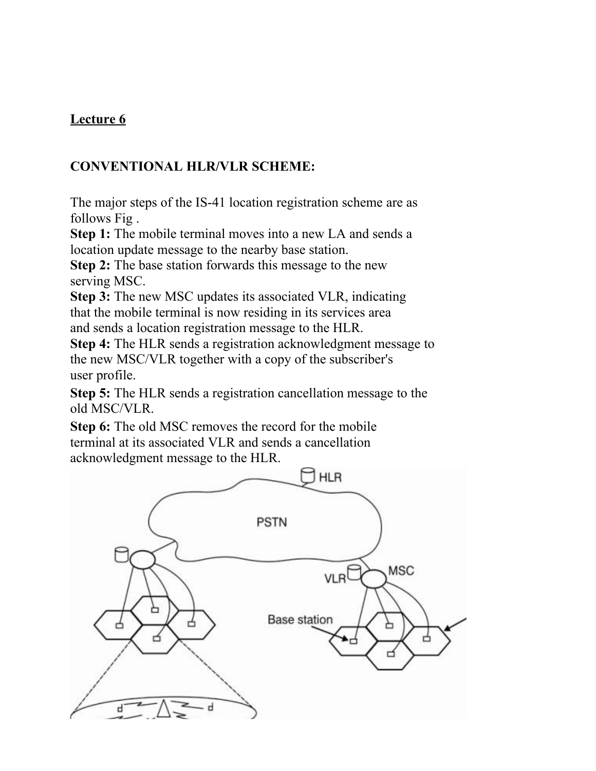**Lecture 6**

**CONVENTIONAL HLR/VLR SCHEME:**

The major steps of the IS-41 location registration scheme are as follows Fig .

**Step 1:** The mobile terminal moves into a new LA and sends a location update message to the nearby base station.

**Step 2:** The base station forwards this message to the new serving MSC.

**Step 3:** The new MSC updates its associated VLR, indicating that the mobile terminal is now residing in its services area and sends a location registration message to the HLR.

**Step 4:** The HLR sends a registration acknowledgment message to the new MSC/VLR together with a copy of the subscriber's user profile.

**Step 5:** The HLR sends a registration cancellation message to the old MSC/VLR.

**Step 6:** The old MSC removes the record for the mobile terminal at its associated VLR and sends a cancellation acknowledgment message to the HLR.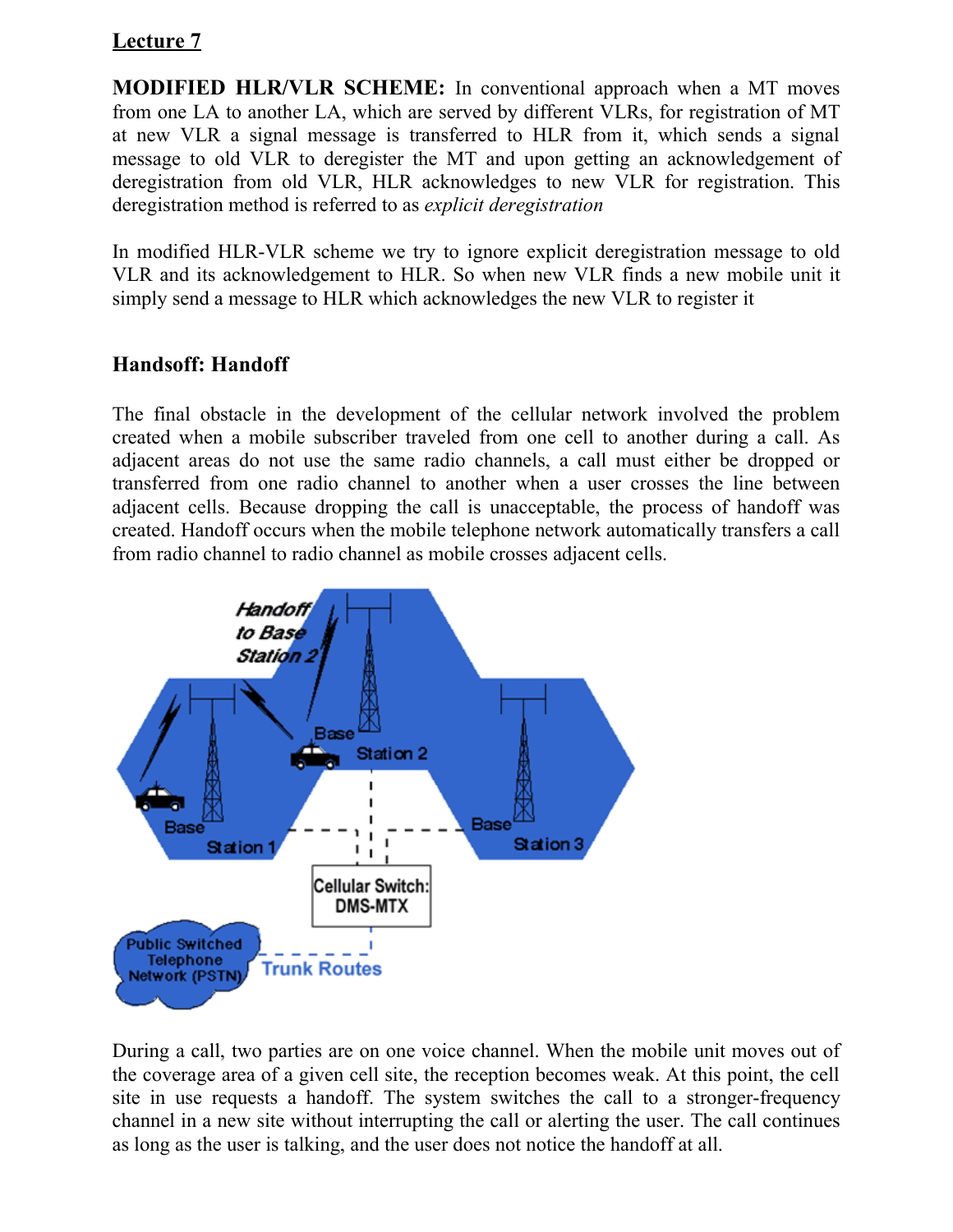**Lecture 7**

**MODIFIED HLR/VLR SCHEME:** In conventional approach when a MT moves from one LA to another LA, which are served by different VLRs, for registration of MT at new VLR a signal message is transferred to HLR from it, which sends a signal message to old VLR to deregister the MT and upon getting an acknowledgement of deregistration from old VLR, HLR acknowledges to new VLR for registration. This deregistration method is referred to as *explicit deregistration*

In modified HLR-VLR scheme we try to ignore explicit deregistration message to old VLR and its acknowledgement to HLR. So when new VLR finds a new mobile unit it simply send a message to HLR which acknowledges the new VLR to register it

### Handsoff: Handoff

The final obstacle in the development of the cellular network involved the problem created when a mobile subscriber traveled from one cell to another during a call. As adjacent areas do not use the same radio channels, a call must either be dropped or transferred from one radio channel to another when a user crosses the line between adjacent cells. Because dropping the call is unacceptable, the process of handoff was created. Handoff occurs when the mobile telephone network automatically transfers a call from radio channel to radio channel as mobile crosses adjacent cells.

During a call, two parties are on one voice channel. When the mobile unit moves out of the coverage area of a given cell site, the reception becomes weak. At this point, the cell site in use requests a handoff. The system switches the call to a stronger-frequency channel in a new site without interrupting the call or alerting the user. The call continues as long as the user is talking, and the user does not notice the handoff at all.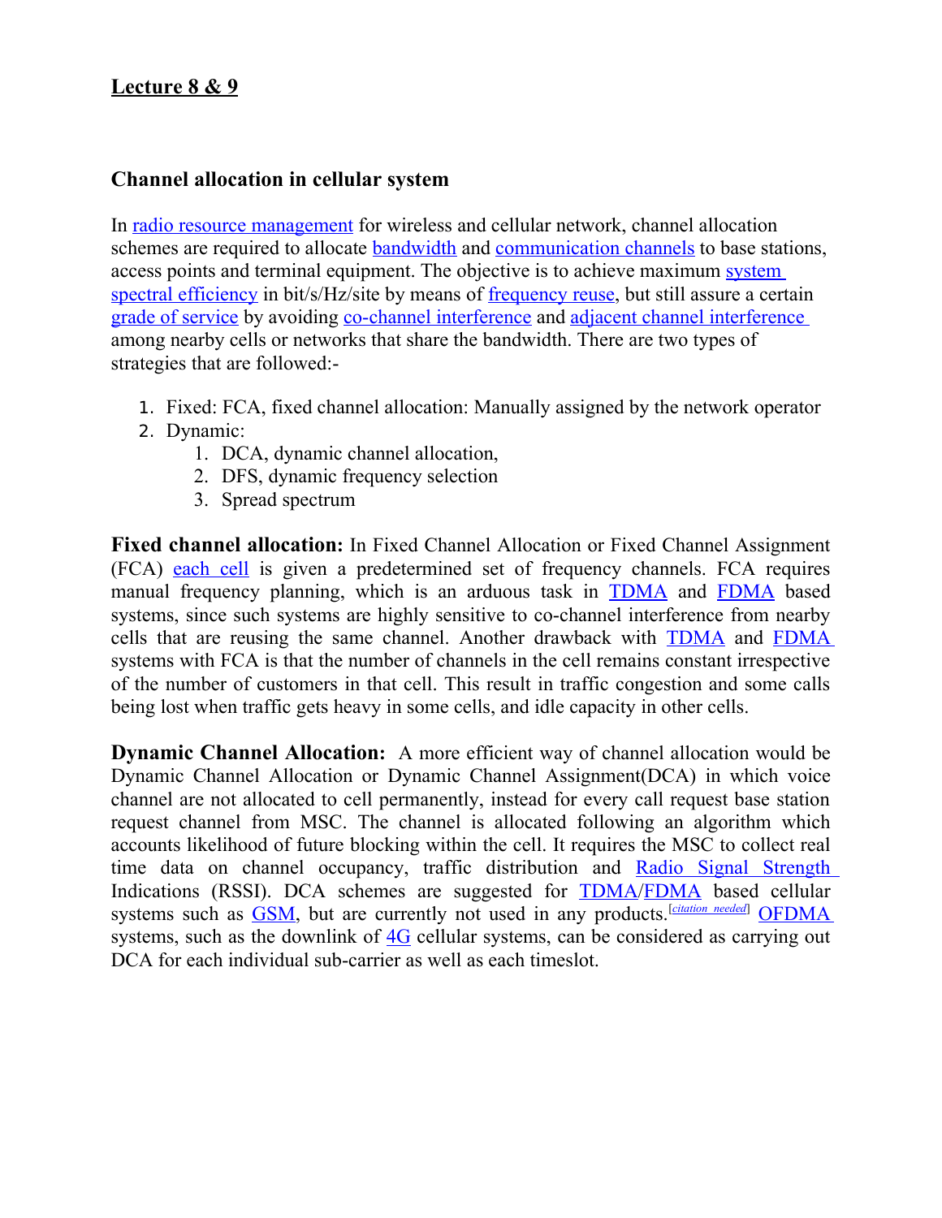# Lecture 8 & 9

## Channel allocation in cellular system

In radio resource management for wireless and cellular network, channel allocation schemes are required to allocate bandwidth and communication channels to base stations, access points and terminal equipment. The objective is to achieve maximum system spectral efficiency in bit/s/Hz/site by means of frequency reuse, but still assure a certain grade of service by avoiding co-channel interference and adjacent channel interference among nearby cells or networks that share the bandwidth. There are two types of strategies that are followed:-

1. Fixed: FCA, fixed channel allocation: Manually assigned by the network operator
2. Dynamic:
   1. DCA, dynamic channel allocation,
   2. DFS, dynamic frequency selection
   3. Spread spectrum

**Fixed channel allocation:** In Fixed Channel Allocation or Fixed Channel Assignment (FCA) each cell is given a predetermined set of frequency channels. FCA requires manual frequency planning, which is an arduous task in TDMA and FDMA based systems, since such systems are highly sensitive to co-channel interference from nearby cells that are reusing the same channel. Another drawback with TDMA and FDMA systems with FCA is that the number of channels in the cell remains constant irrespective of the number of customers in that cell. This result in traffic congestion and some calls being lost when traffic gets heavy in some cells, and idle capacity in other cells.

**Dynamic Channel Allocation:** A more efficient way of channel allocation would be Dynamic Channel Allocation or Dynamic Channel Assignment(DCA) in which voice channel are not allocated to cell permanently, instead for every call request base station request channel from MSC. The channel is allocated following an algorithm which accounts likelihood of future blocking within the cell. It requires the MSC to collect real time data on channel occupancy, traffic distribution and Radio Signal Strength Indications (RSSI). DCA schemes are suggested for TDMA/FDMA based cellular systems such as GSM, but are currently not used in any products.[citation needed] OFDMA systems, such as the downlink of 4G cellular systems, can be considered as carrying out DCA for each individual sub-carrier as well as each timeslot.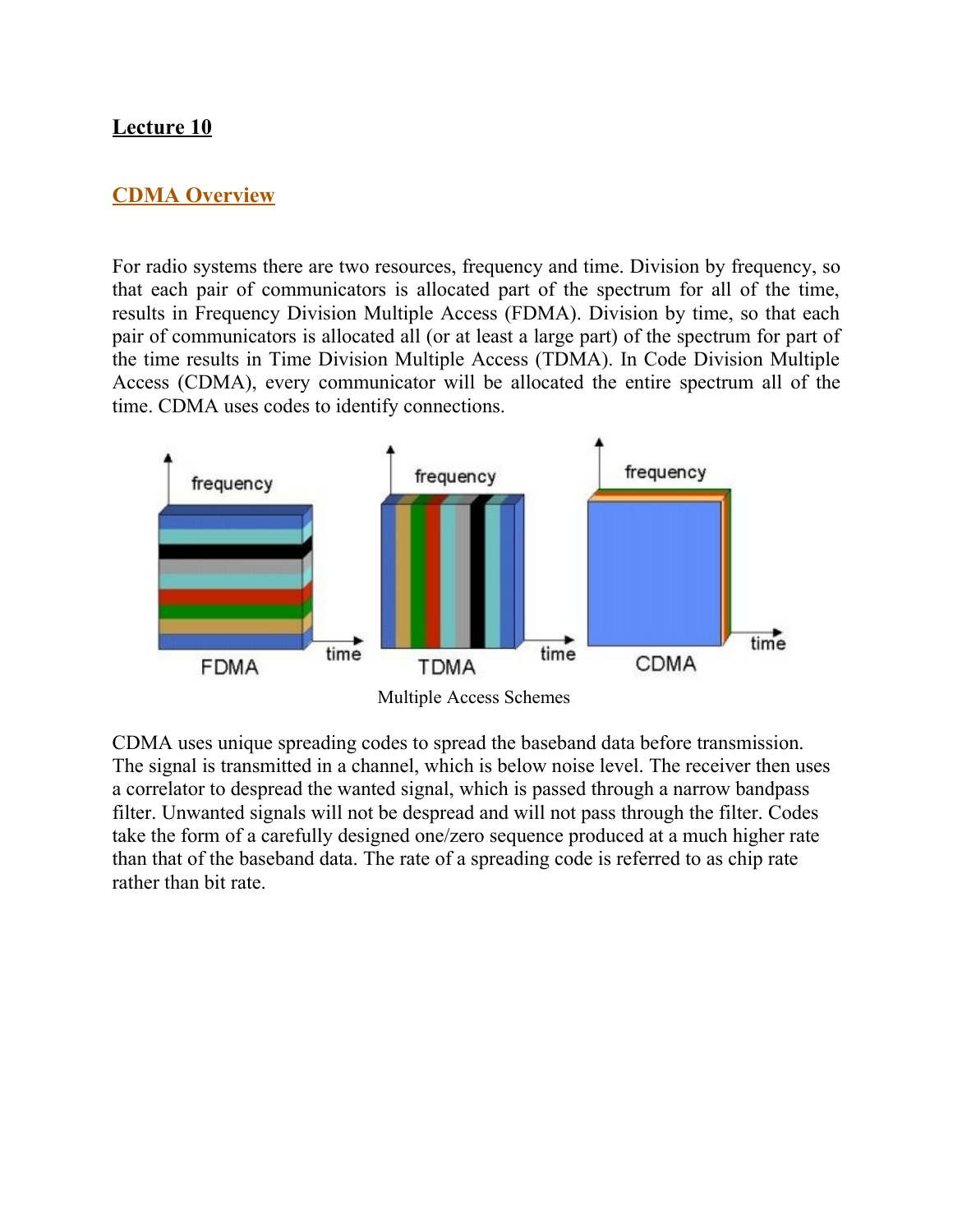## Lecture 10

### CDMA Overview

For radio systems there are two resources, frequency and time. Division by frequency, so that each pair of communicators is allocated part of the spectrum for all of the time, results in Frequency Division Multiple Access (FDMA). Division by time, so that each pair of communicators is allocated all (or at least a large part) of the spectrum for part of the time results in Time Division Multiple Access (TDMA). In Code Division Multiple Access (CDMA), every communicator will be allocated the entire spectrum all of the time. CDMA uses codes to identify connections.

Multiple Access Schemes

CDMA uses unique spreading codes to spread the baseband data before transmission. The signal is transmitted in a channel, which is below noise level. The receiver then uses a correlator to despread the wanted signal, which is passed through a narrow bandpass filter. Unwanted signals will not be despread and will not pass through the filter. Codes take the form of a carefully designed one/zero sequence produced at a much higher rate than that of the baseband data. The rate of a spreading code is referred to as chip rate rather than bit rate.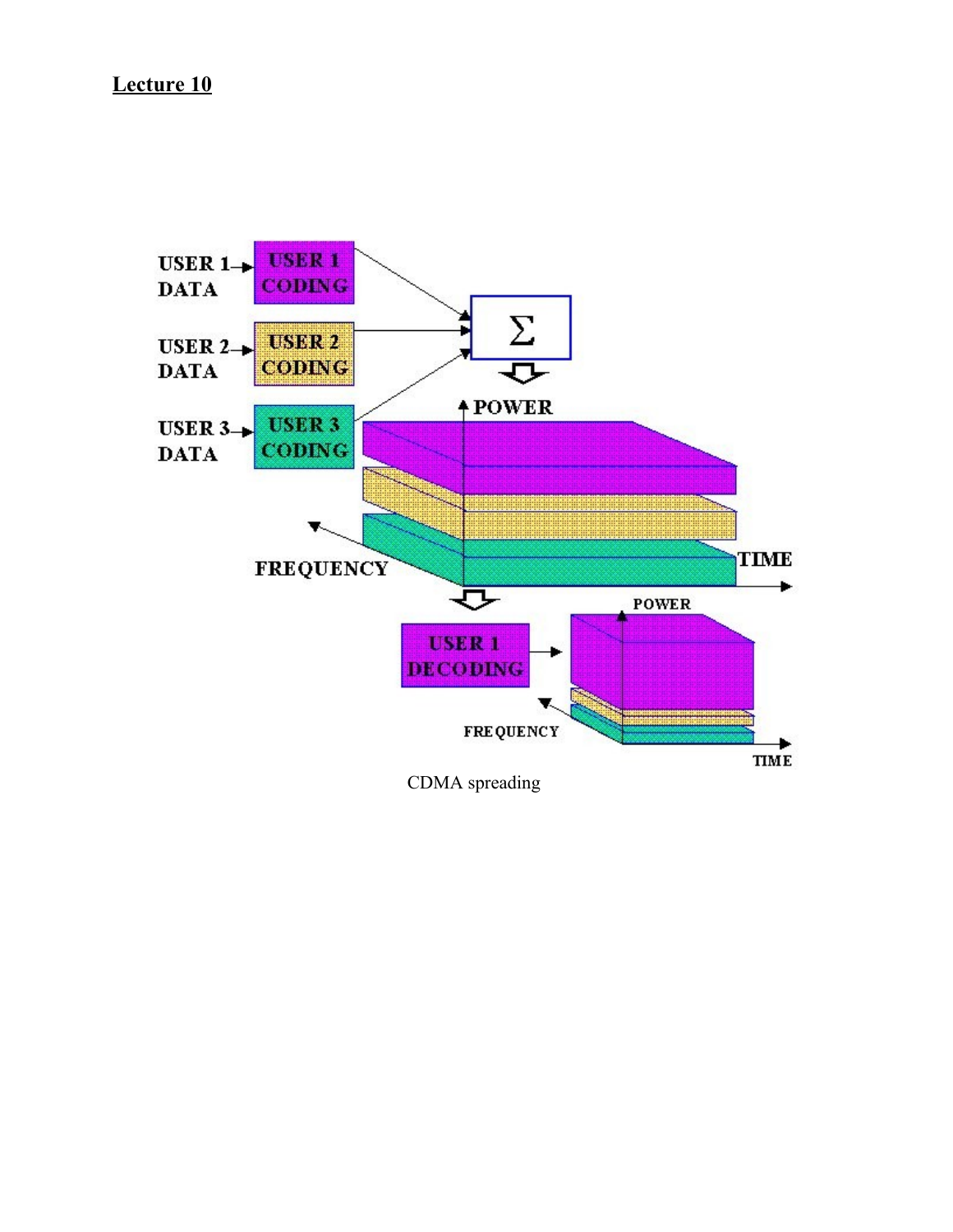**Lecture 10**

CDMA spreading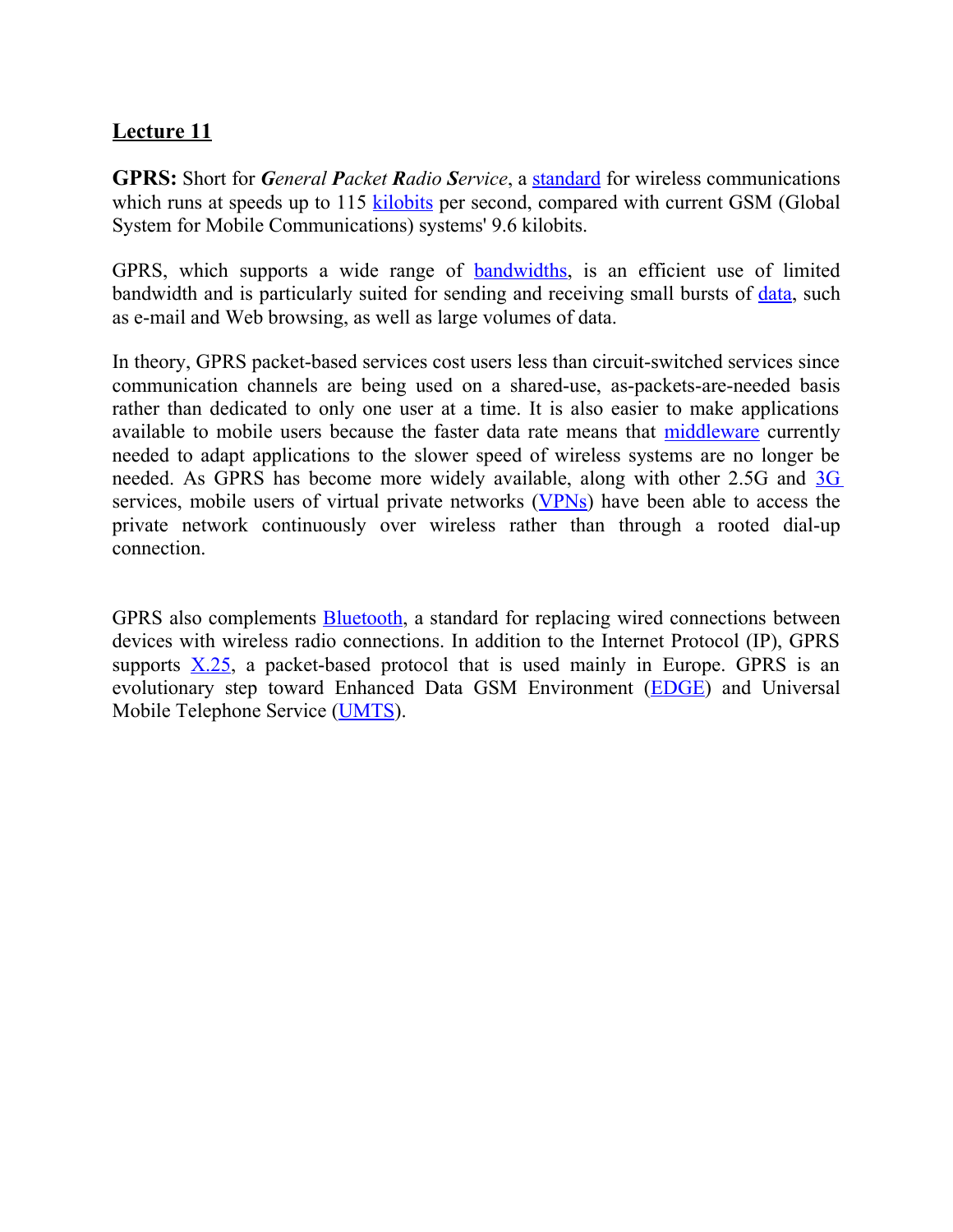## Lecture 11

**GPRS:** Short for ***G**eneral **P**acket **R**adio **S**ervice*, a standard for wireless communications which runs at speeds up to 115 kilobits per second, compared with current GSM (Global System for Mobile Communications) systems' 9.6 kilobits.

GPRS, which supports a wide range of bandwidths, is an efficient use of limited bandwidth and is particularly suited for sending and receiving small bursts of data, such as e-mail and Web browsing, as well as large volumes of data.

In theory, GPRS packet-based services cost users less than circuit-switched services since communication channels are being used on a shared-use, as-packets-are-needed basis rather than dedicated to only one user at a time. It is also easier to make applications available to mobile users because the faster data rate means that middleware currently needed to adapt applications to the slower speed of wireless systems are no longer be needed. As GPRS has become more widely available, along with other 2.5G and 3G services, mobile users of virtual private networks (VPNs) have been able to access the private network continuously over wireless rather than through a rooted dial-up connection.

GPRS also complements Bluetooth, a standard for replacing wired connections between devices with wireless radio connections. In addition to the Internet Protocol (IP), GPRS supports X.25, a packet-based protocol that is used mainly in Europe. GPRS is an evolutionary step toward Enhanced Data GSM Environment (EDGE) and Universal Mobile Telephone Service (UMTS).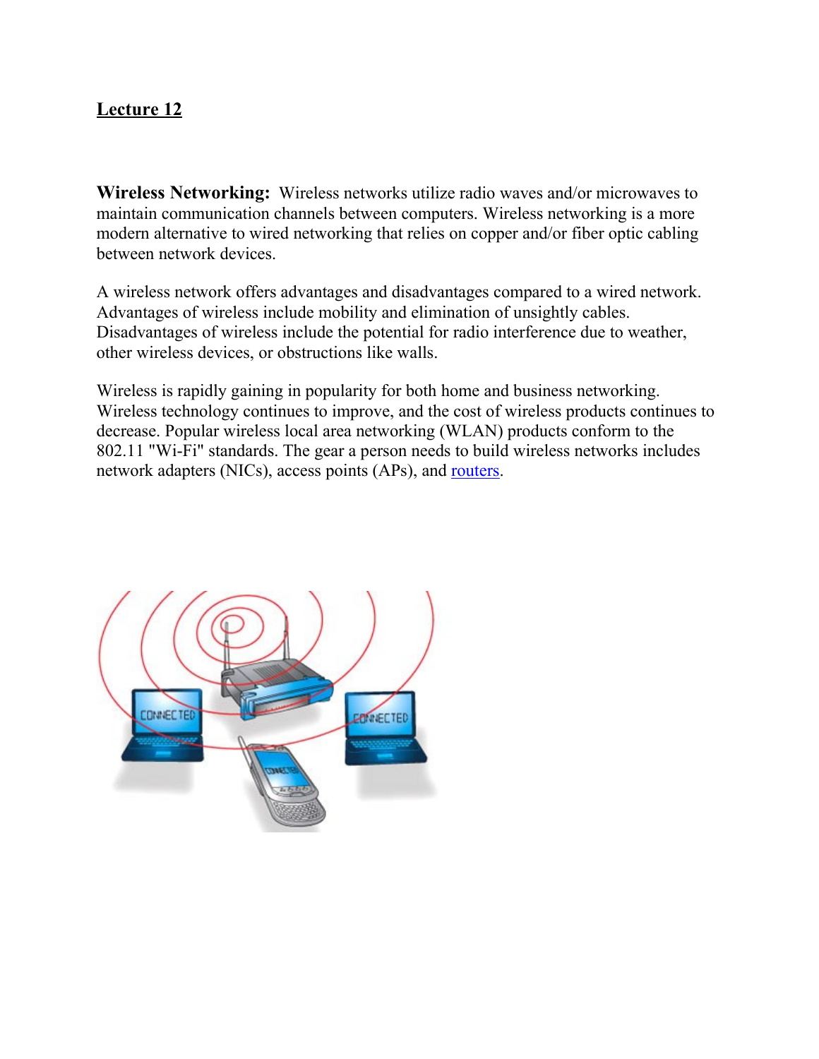# Lecture 12

**Wireless Networking:** Wireless networks utilize radio waves and/or microwaves to maintain communication channels between computers. Wireless networking is a more modern alternative to wired networking that relies on copper and/or fiber optic cabling between network devices.

A wireless network offers advantages and disadvantages compared to a wired network. Advantages of wireless include mobility and elimination of unsightly cables. Disadvantages of wireless include the potential for radio interference due to weather, other wireless devices, or obstructions like walls.

Wireless is rapidly gaining in popularity for both home and business networking. Wireless technology continues to improve, and the cost of wireless products continues to decrease. Popular wireless local area networking (WLAN) products conform to the 802.11 "Wi-Fi" standards. The gear a person needs to build wireless networks includes network adapters (NICs), access points (APs), and routers.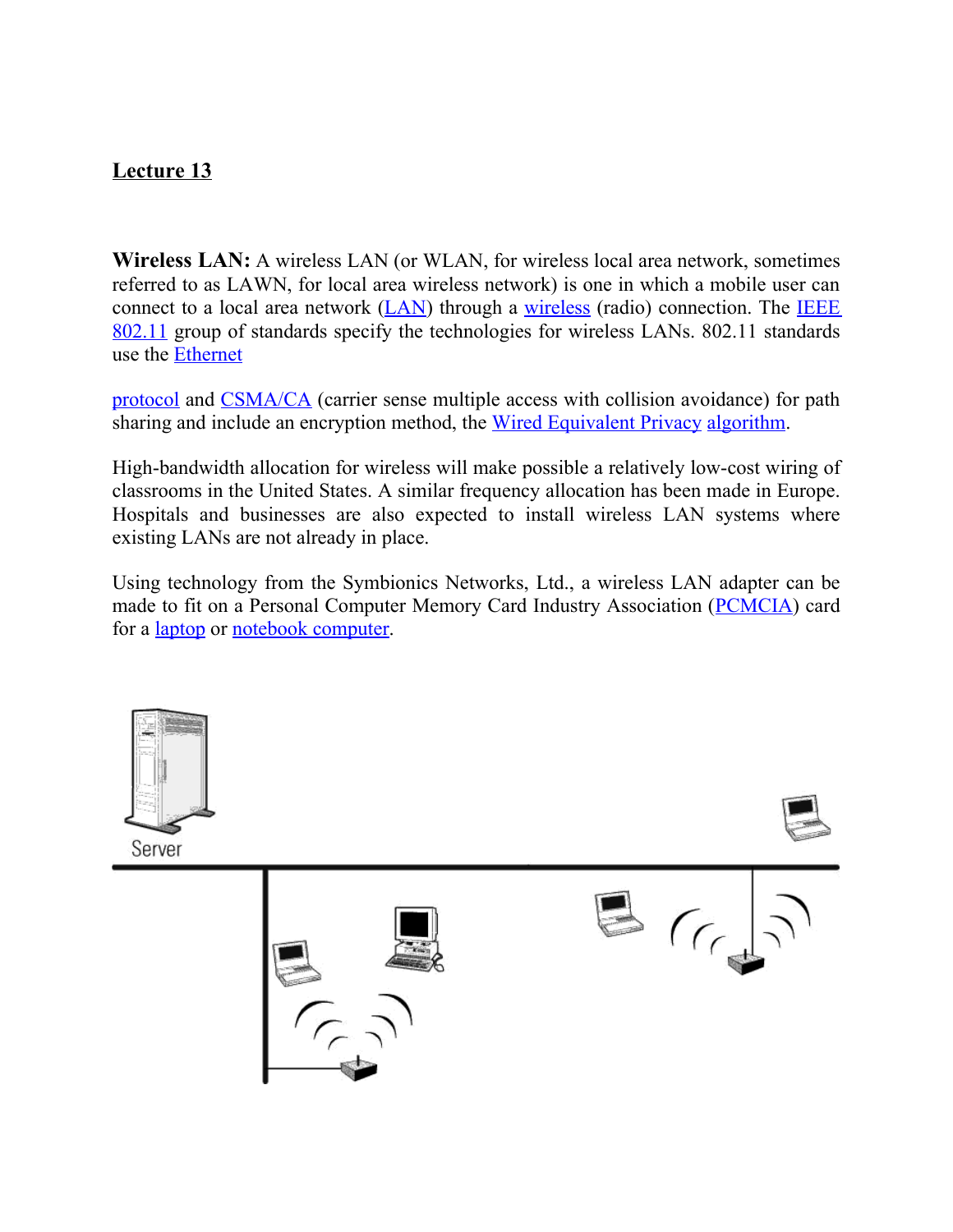**Lecture 13**

**Wireless LAN:** A wireless LAN (or WLAN, for wireless local area network, sometimes referred to as LAWN, for local area wireless network) is one in which a mobile user can connect to a local area network (LAN) through a wireless (radio) connection. The IEEE 802.11 group of standards specify the technologies for wireless LANs. 802.11 standards use the Ethernet

protocol and CSMA/CA (carrier sense multiple access with collision avoidance) for path sharing and include an encryption method, the Wired Equivalent Privacy algorithm.

High-bandwidth allocation for wireless will make possible a relatively low-cost wiring of classrooms in the United States. A similar frequency allocation has been made in Europe. Hospitals and businesses are also expected to install wireless LAN systems where existing LANs are not already in place.

Using technology from the Symbionics Networks, Ltd., a wireless LAN adapter can be made to fit on a Personal Computer Memory Card Industry Association (PCMCIA) card for a laptop or notebook computer.

Server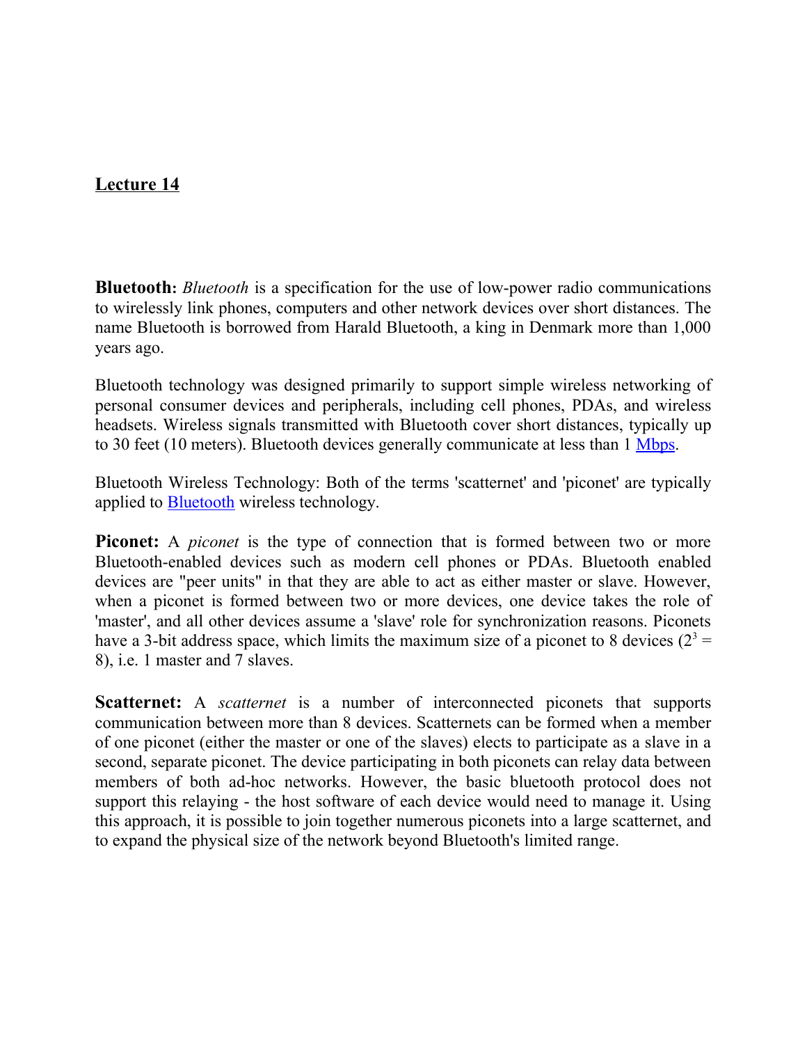## Lecture 14

**Bluetooth:** *Bluetooth* is a specification for the use of low-power radio communications to wirelessly link phones, computers and other network devices over short distances. The name Bluetooth is borrowed from Harald Bluetooth, a king in Denmark more than 1,000 years ago.

Bluetooth technology was designed primarily to support simple wireless networking of personal consumer devices and peripherals, including cell phones, PDAs, and wireless headsets. Wireless signals transmitted with Bluetooth cover short distances, typically up to 30 feet (10 meters). Bluetooth devices generally communicate at less than 1 Mbps.

Bluetooth Wireless Technology: Both of the terms 'scatternet' and 'piconet' are typically applied to Bluetooth wireless technology.

**Piconet:** A *piconet* is the type of connection that is formed between two or more Bluetooth-enabled devices such as modern cell phones or PDAs. Bluetooth enabled devices are "peer units" in that they are able to act as either master or slave. However, when a piconet is formed between two or more devices, one device takes the role of 'master', and all other devices assume a 'slave' role for synchronization reasons. Piconets have a 3-bit address space, which limits the maximum size of a piconet to 8 devices ($2^3 = 8$), i.e. 1 master and 7 slaves.

**Scatternet:** A *scatternet* is a number of interconnected piconets that supports communication between more than 8 devices. Scatternets can be formed when a member of one piconet (either the master or one of the slaves) elects to participate as a slave in a second, separate piconet. The device participating in both piconets can relay data between members of both ad-hoc networks. However, the basic bluetooth protocol does not support this relaying - the host software of each device would need to manage it. Using this approach, it is possible to join together numerous piconets into a large scatternet, and to expand the physical size of the network beyond Bluetooth's limited range.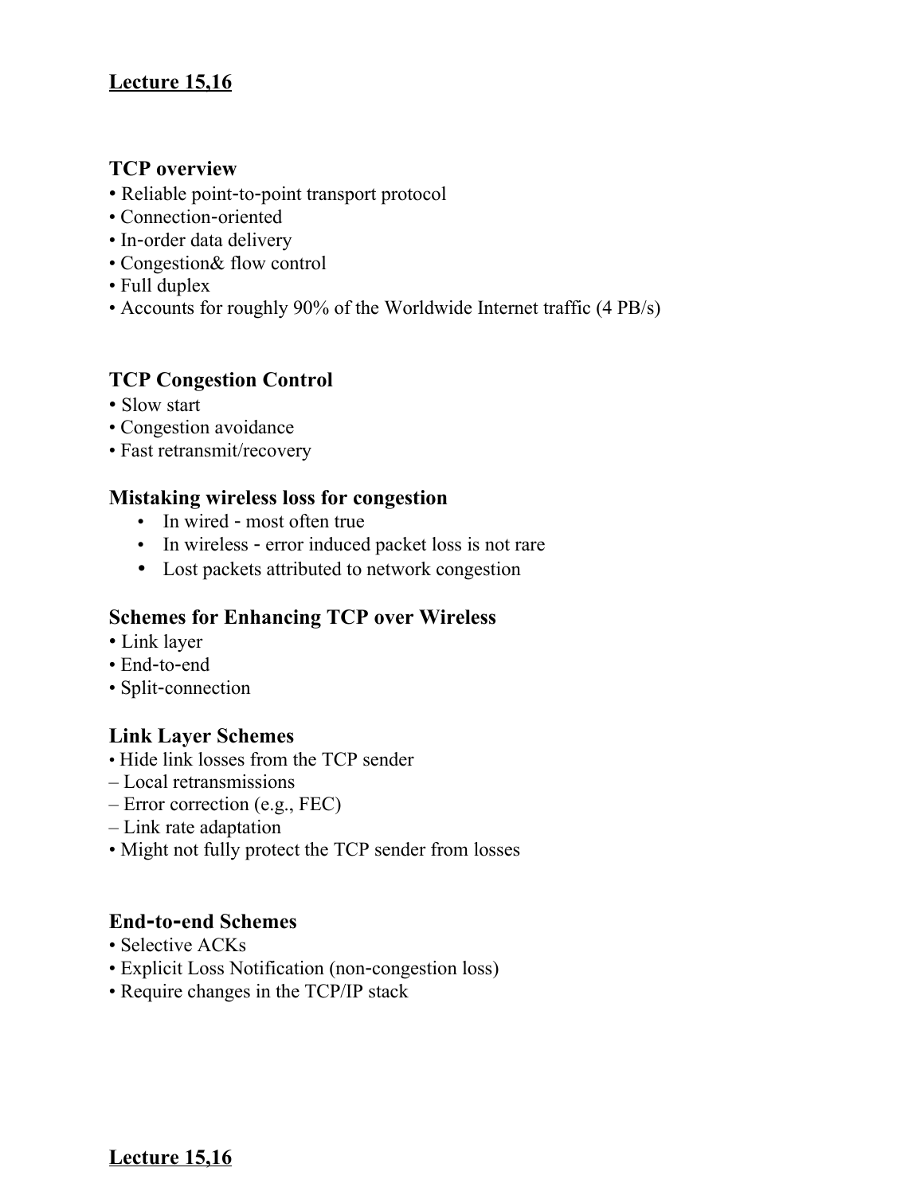**Lecture 15,16**

### TCP overview

- Reliable point-to-point transport protocol
- Connection-oriented
- In-order data delivery
- Congestion& flow control
- Full duplex
- Accounts for roughly 90% of the Worldwide Internet traffic (4 PB/s)

### TCP Congestion Control

- Slow start
- Congestion avoidance
- Fast retransmit/recovery

### Mistaking wireless loss for congestion

- In wired - most often true
- In wireless - error induced packet loss is not rare
- Lost packets attributed to network congestion

### Schemes for Enhancing TCP over Wireless

- Link layer
- End-to-end
- Split-connection

### Link Layer Schemes

- Hide link losses from the TCP sender
  – Local retransmissions
  – Error correction (e.g., FEC)
  – Link rate adaptation
- Might not fully protect the TCP sender from losses

### End-to-end Schemes

- Selective ACKs
- Explicit Loss Notification (non-congestion loss)
- Require changes in the TCP/IP stack

**Lecture 15,16**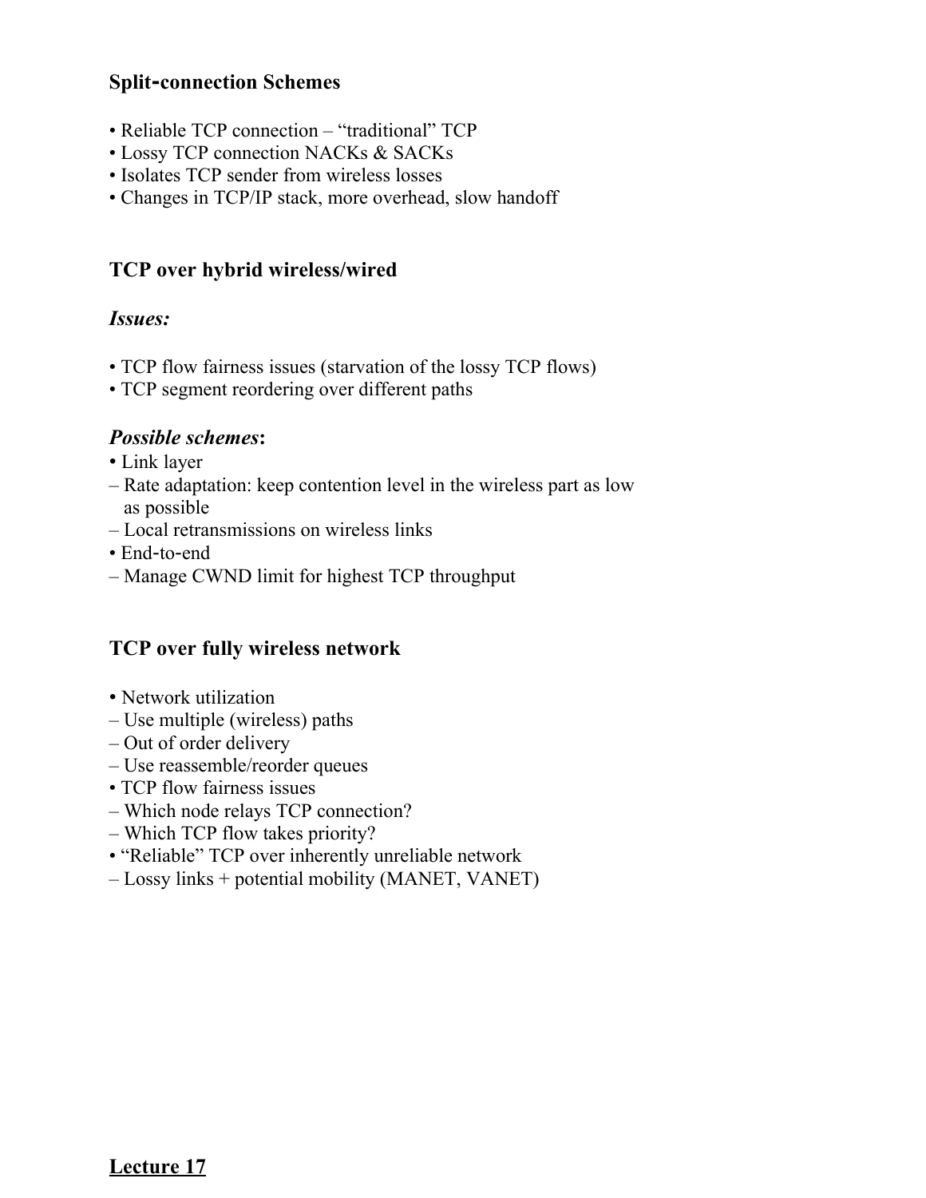## Split-connection Schemes

- Reliable TCP connection – "traditional" TCP
- Lossy TCP connection NACKs & SACKs
- Isolates TCP sender from wireless losses
- Changes in TCP/IP stack, more overhead, slow handoff

## TCP over hybrid wireless/wired

***Issues:***

- TCP flow fairness issues (starvation of the lossy TCP flows)
- TCP segment reordering over different paths

***Possible schemes*:**

- Link layer
  - Rate adaptation: keep contention level in the wireless part as low as possible
  - Local retransmissions on wireless links
- End-to-end
  - Manage CWND limit for highest TCP throughput

## TCP over fully wireless network

- Network utilization
  - Use multiple (wireless) paths
  - Out of order delivery
  - Use reassemble/reorder queues
- TCP flow fairness issues
  - Which node relays TCP connection?
  - Which TCP flow takes priority?
- "Reliable" TCP over inherently unreliable network
  - Lossy links + potential mobility (MANET, VANET)

## Lecture 17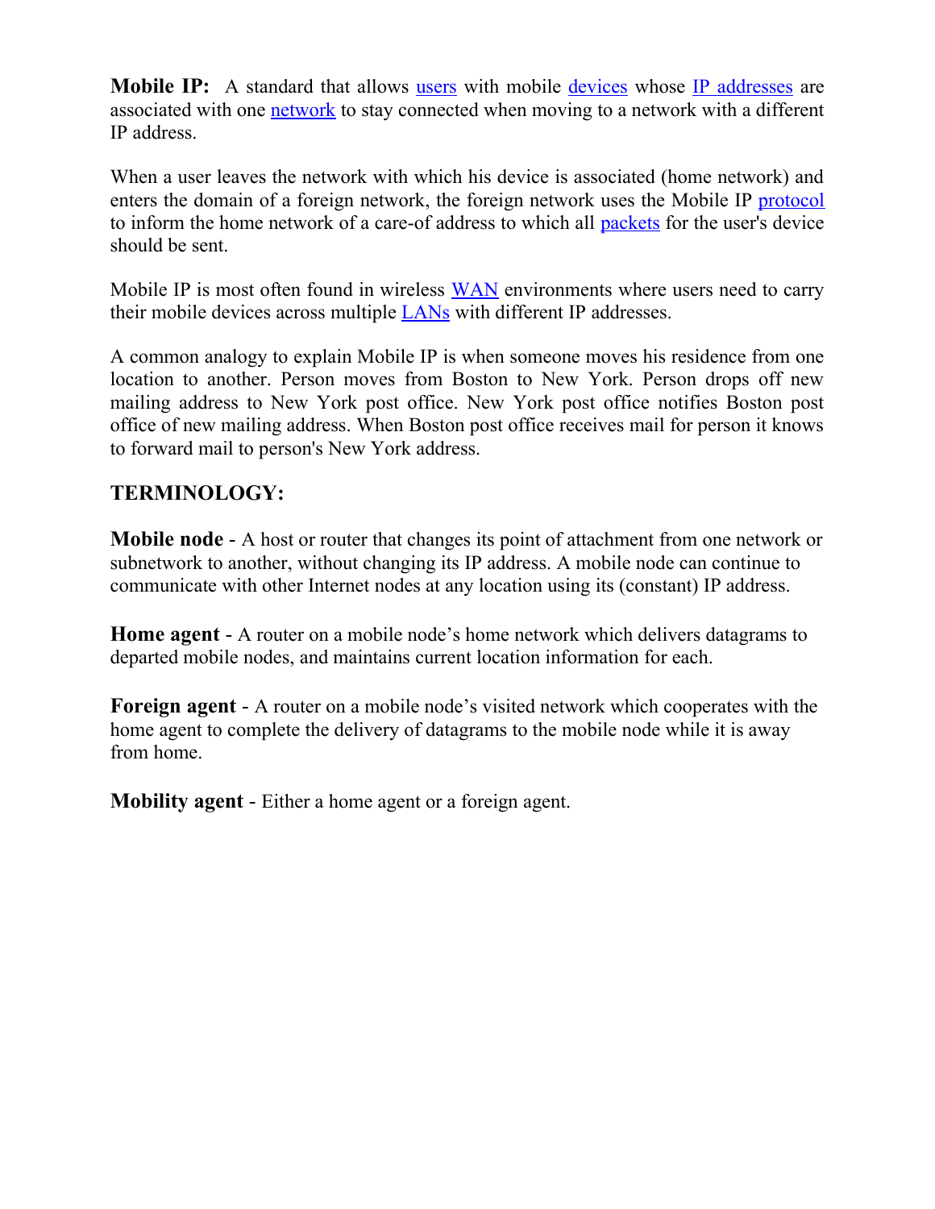**Mobile IP:** A standard that allows users with mobile devices whose IP addresses are associated with one network to stay connected when moving to a network with a different IP address.

When a user leaves the network with which his device is associated (home network) and enters the domain of a foreign network, the foreign network uses the Mobile IP protocol to inform the home network of a care-of address to which all packets for the user's device should be sent.

Mobile IP is most often found in wireless WAN environments where users need to carry their mobile devices across multiple LANs with different IP addresses.

A common analogy to explain Mobile IP is when someone moves his residence from one location to another. Person moves from Boston to New York. Person drops off new mailing address to New York post office. New York post office notifies Boston post office of new mailing address. When Boston post office receives mail for person it knows to forward mail to person's New York address.

## TERMINOLOGY:

**Mobile node** - A host or router that changes its point of attachment from one network or subnetwork to another, without changing its IP address. A mobile node can continue to communicate with other Internet nodes at any location using its (constant) IP address.

**Home agent** - A router on a mobile node's home network which delivers datagrams to departed mobile nodes, and maintains current location information for each.

**Foreign agent** - A router on a mobile node's visited network which cooperates with the home agent to complete the delivery of datagrams to the mobile node while it is away from home.

**Mobility agent** - Either a home agent or a foreign agent.